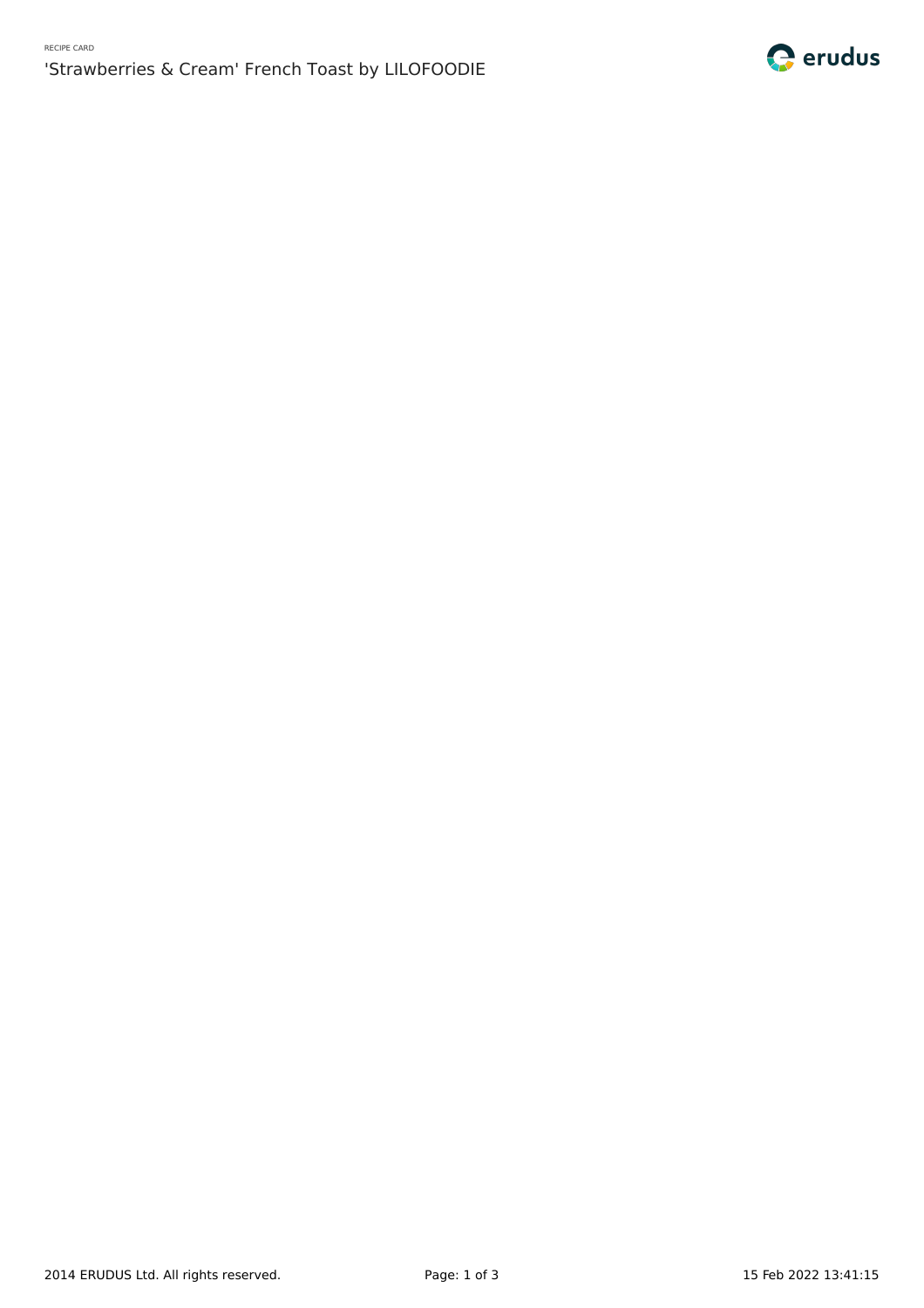RECIPE CARD

# 'Strawberries & Cream' French Toast by LILOFOODIE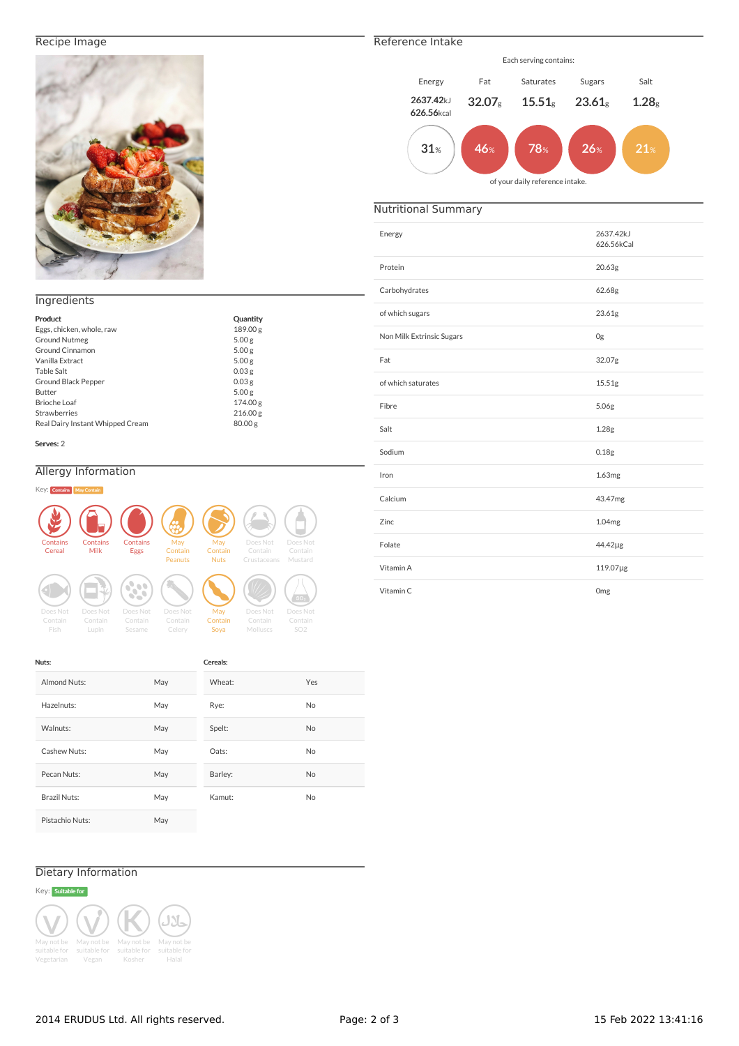## Recipe Image

## Ingredients

| Product | Quantity |
|---|---|
| Eggs, chicken, whole, raw | 189.00 g |
| Ground Nutmeg | 5.00 g |
| Ground Cinnamon | 5.00 g |
| Vanilla Extract | 5.00 g |
| Table Salt | 0.03 g |
| Ground Black Pepper | 0.03 g |
| Butter | 5.00 g |
| Brioche Loaf | 174.00 g |
| Strawberries | 216.00 g |
| Real Dairy Instant Whipped Cream | 80.00 g |

**Serves:** 2

## Allergy Information

Key: Contains | May Contain

- Contains Cereal
- Contains Milk
- Contains Eggs
- May Contain Peanuts
- May Contain Nuts
- Does Not Contain Crustaceans
- Does Not Contain Mustard
- Does Not Contain Fish
- Does Not Contain Lupin
- Does Not Contain Sesame
- Does Not Contain Celery
- May Contain Soya
- Does Not Contain Molluscs
- Does Not Contain SO2

**Nuts:**

| Almond Nuts: | May |
|---|---|
| Hazelnuts: | May |
| Walnuts: | May |
| Cashew Nuts: | May |
| Pecan Nuts: | May |
| Brazil Nuts: | May |
| Pistachio Nuts: | May |

**Cereals:**

| Wheat: | Yes |
|---|---|
| Rye: | No |
| Spelt: | No |
| Oats: | No |
| Barley: | No |
| Kamut: | No |

## Dietary Information

Key: Suitable for

- May not be suitable for Vegetarian
- May not be suitable for Vegan
- May not be suitable for Kosher
- May not be suitable for Halal

## Reference Intake

Each serving contains:

| Energy | Fat | Saturates | Sugars | Salt |
|---|---|---|---|---|
| 2637.42kJ 626.56kcal | 32.07g | 15.51g | 23.61g | 1.28g |
| 31% | 46% | 78% | 26% | 21% |

of your daily reference intake.

## Nutritional Summary

| Nutrient | Amount |
|---|---|
| Energy | 2637.42kJ 626.56kCal |
| Protein | 20.63g |
| Carbohydrates | 62.68g |
| of which sugars | 23.61g |
| Non Milk Extrinsic Sugars | 0g |
| Fat | 32.07g |
| of which saturates | 15.51g |
| Fibre | 5.06g |
| Salt | 1.28g |
| Sodium | 0.18g |
| Iron | 1.63mg |
| Calcium | 43.47mg |
| Zinc | 1.04mg |
| Folate | 44.42µg |
| Vitamin A | 119.07µg |
| Vitamin C | 0mg |

2014 ERUDUS Ltd. All rights reserved.

15 Feb 2022 13:41:16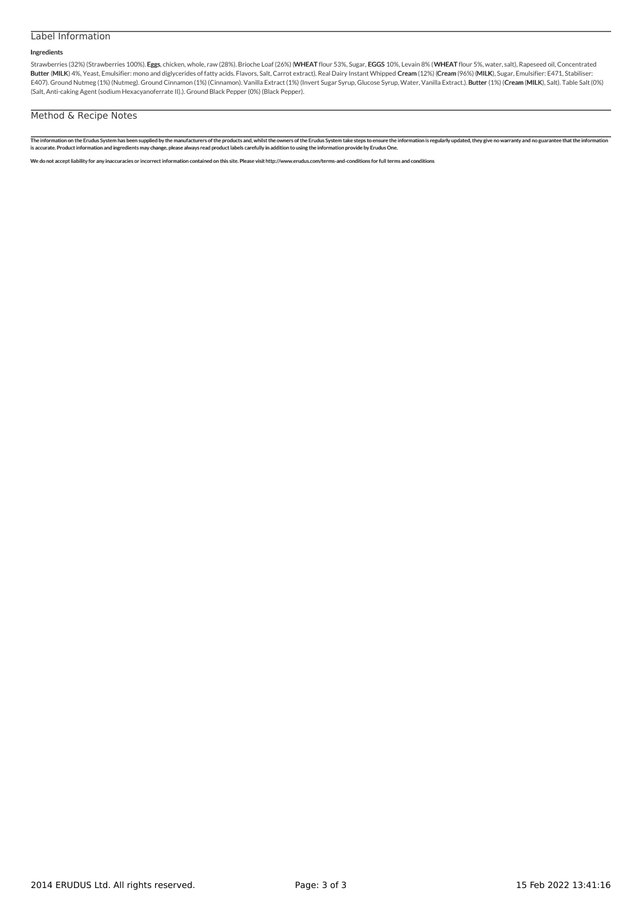## Label Information

**Ingredients**

Strawberries (32%) (Strawberries 100%). **Eggs**, chicken, whole, raw (28%). Brioche Loaf (26%) (**WHEAT** flour 53%, Sugar, **EGGS** 10%, Levain 8% (**WHEAT** flour 5%, water, salt), Rapeseed oil, Concentrated **Butter** (**MILK**) 4%, Yeast, Emulsifier: mono and diglycerides of fatty acids. Flavors, Salt, Carrot extract). Real Dairy Instant Whipped **Cream** (12%) (**Cream** (96%) (**MILK**), Sugar, Emulsifier: E471, Stabiliser: E407). Ground Nutmeg (1%) (Nutmeg). Ground Cinnamon (1%) (Cinnamon). Vanilla Extract (1%) (Invert Sugar Syrup, Glucose Syrup, Water, Vanilla Extract.). **Butter** (1%) (**Cream** (**MILK**), Salt). Table Salt (0%) (Salt, Anti-caking Agent (sodium Hexacyanoferrate II).). Ground Black Pepper (0%) (Black Pepper).

## Method & Recipe Notes

**The information on the Erudus System has been supplied by the manufacturers of the products and, whilst the owners of the Erudus System take steps to ensure the information is regularly updated, they give no warranty and no guarantee that the information is accurate. Product information and ingredients may change, please always read product labels carefully in addition to using the information provide by Erudus One.**

**We do not accept liability for any inaccuracies or incorrect information contained on this site. Please visit http://www.erudus.com/terms-and-conditions for full terms and conditions**